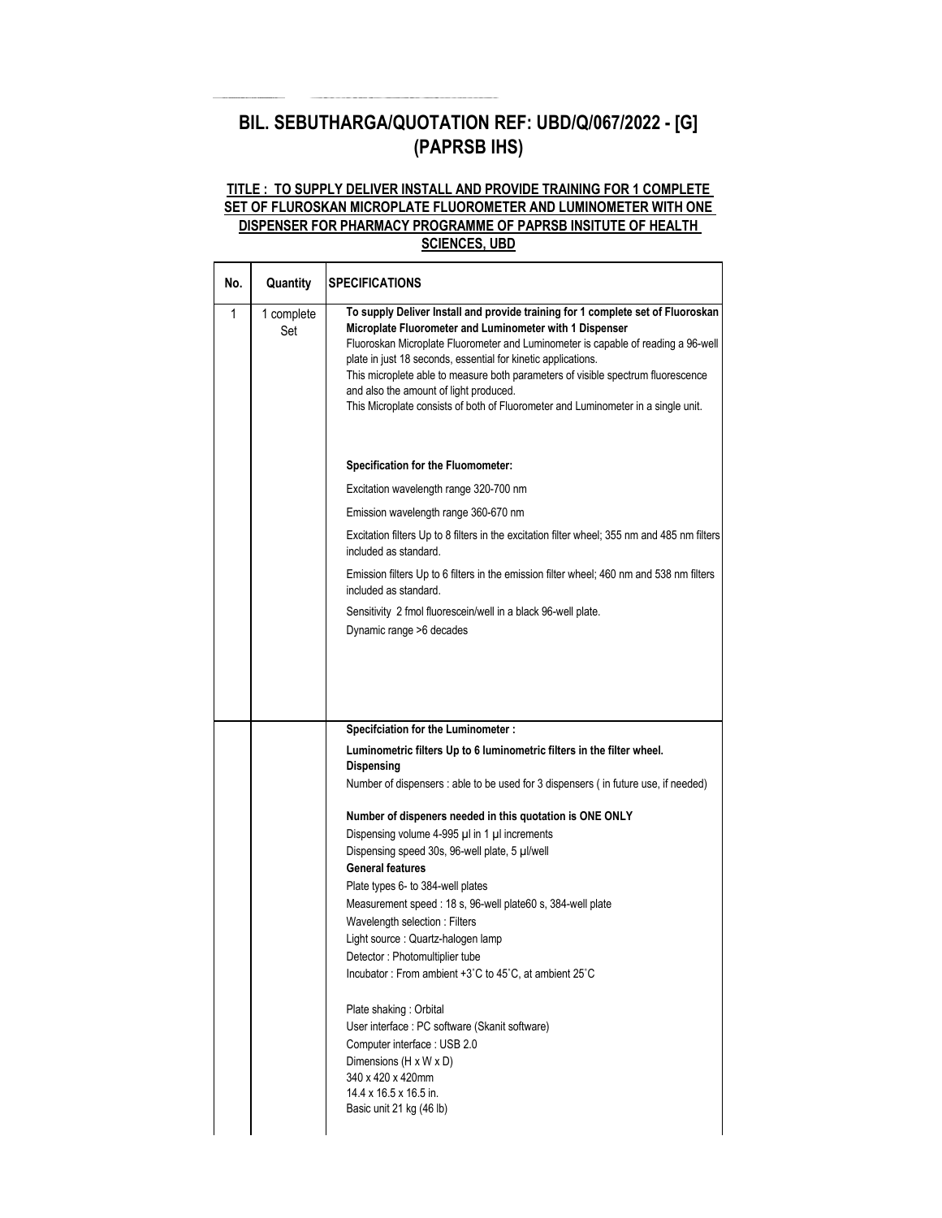# BIL. SEBUTHARGA/QUOTATION REF: UBD/Q/067/2022 - [G] (PAPRSB IHS)

**TITLE : TO SUPPLY DELIVER INSTALL AND PROVIDE TRAINING FOR 1 COMPLETE SET OF FLUROSKAN MICROPLATE FLUOROMETER AND LUMINOMETER WITH ONE DISPENSER FOR PHARMACY PROGRAMME OF PAPRSB INSITUTE OF HEALTH SCIENCES, UBD**

| No. | Quantity | SPECIFICATIONS |
|---|---|---|
| 1 | 1 complete Set | **To supply Deliver Install and provide training for 1 complete set of Fluroskan Microplate Fluorometer and Luminometer with 1 Dispenser**<br>Fluoroskan Microplate Fluorometer and Luminometer is capable of reading a 96-well plate in just 18 seconds, essential for kinetic applications.<br>This microplete able to measure both parameters of visible spectrum fluorescence and also the amount of light produced.<br>This Microplate consists of both of Fluorometer and Luminometer in a single unit.<br><br>**Specification for the Fluomometer:**<br>Excitation wavelength range 320-700 nm<br>Emission wavelength range 360-670 nm<br>Excitation filters Up to 8 filters in the excitation filter wheel; 355 nm and 485 nm filters included as standard.<br>Emission filters Up to 6 filters in the emission filter wheel; 460 nm and 538 nm filters included as standard.<br>Sensitivity 2 fmol fluorescein/well in a black 96-well plate.<br>Dynamic range >6 decades |
| | | **Specifciation for the Luminometer :**<br>**Luminometric filters Up to 6 luminometric filters in the filter wheel.**<br>**Dispensing**<br>Number of dispensers : able to be used for 3 dispensers ( in future use, if needed)<br><br>**Number of dispeners needed in this quotation is ONE ONLY**<br>Dispensing volume 4-995 µl in 1 µl increments<br>Dispensing speed 30s, 96-well plate, 5 µl/well<br>**General features**<br>Plate types 6- to 384-well plates<br>Measurement speed : 18 s, 96-well plate60 s, 384-well plate<br>Wavelength selection : Filters<br>Light source : Quartz-halogen lamp<br>Detector : Photomultiplier tube<br>Incubator : From ambient +3˚C to 45˚C, at ambient 25˚C<br><br>Plate shaking : Orbital<br>User interface : PC software (Skanit software)<br>Computer interface : USB 2.0<br>Dimensions (H x W x D)<br>340 x 420 x 420mm<br>14.4 x 16.5 x 16.5 in.<br>Basic unit 21 kg (46 lb) |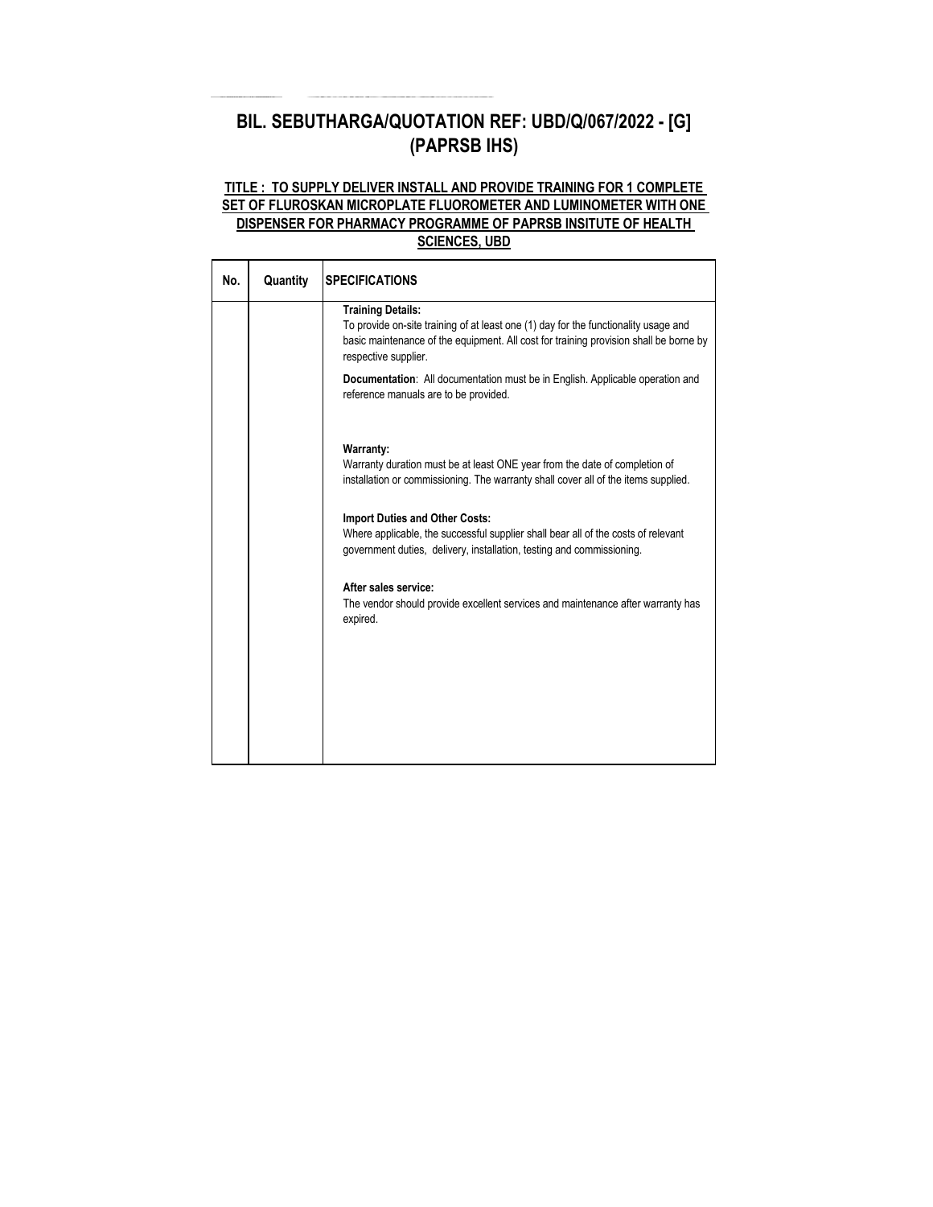# BIL. SEBUTHARGA/QUOTATION REF: UBD/Q/067/2022 - [G] (PAPRSB IHS)

**TITLE : TO SUPPLY DELIVER INSTALL AND PROVIDE TRAINING FOR 1 COMPLETE SET OF FLUROSKAN MICROPLATE FLUOROMETER AND LUMINOMETER WITH ONE DISPENSER FOR PHARMACY PROGRAMME OF PAPRSB INSITUTE OF HEALTH SCIENCES, UBD**

| No. | Quantity | SPECIFICATIONS |
|---|---|---|
| | | **Training Details:**<br>To provide on-site training of at least one (1) day for the functionality usage and basic maintenance of the equipment. All cost for training provision shall be borne by respective supplier.<br><br>**Documentation**: All documentation must be in English. Applicable operation and reference manuals are to be provided.<br><br>**Warranty:**<br>Warranty duration must be at least ONE year from the date of completion of installation or commissioning. The warranty shall cover all of the items supplied.<br><br>**Import Duties and Other Costs:**<br>Where applicable, the successful supplier shall bear all of the costs of relevant government duties, delivery, installation, testing and commissioning.<br><br>**After sales service:**<br>The vendor should provide excellent services and maintenance after warranty has expired. |